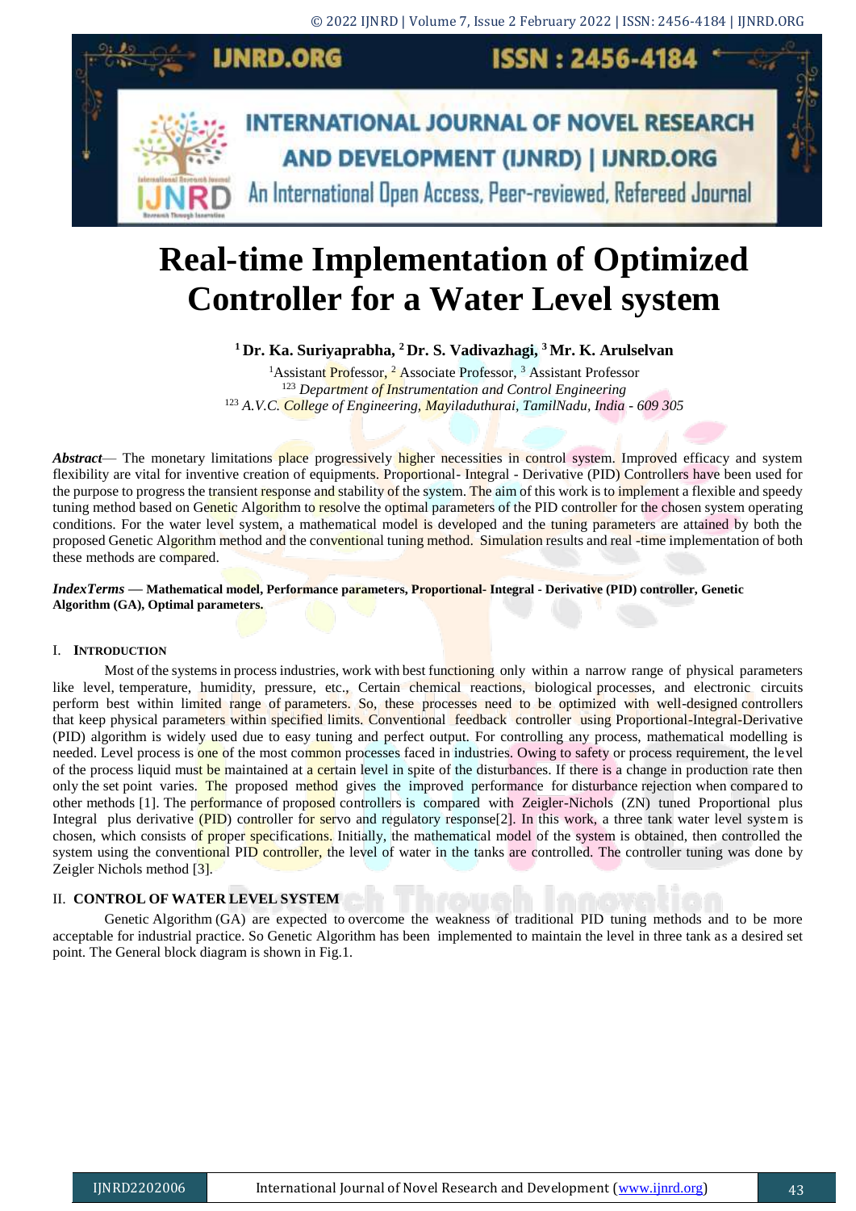# Real-time Implementation of Optimized Controller for a Water Level system

**[1] Dr. Ka. Suriyaprabha, [2] Dr. S. Vadivazhagi, [3] Mr. K. Arulselvan**

[1]Assistant Professor, [2] Associate Professor, [3] Assistant Professor
[123] *Department of Instrumentation and Control Engineering*
[123] *A.V.C. College of Engineering, Mayiladuthurai, TamilNadu, India - 609 305*

***Abstract*****—** The monetary limitations place progressively higher necessities in control system. Improved efficacy and system flexibility are vital for inventive creation of equipments. Proportional- Integral - Derivative (PID) Controllers have been used for the purpose to progress the transient response and stability of the system. The aim of this work is to implement a flexible and speedy tuning method based on Genetic Algorithm to resolve the optimal parameters of the PID controller for the chosen system operating conditions. For the water level system, a mathematical model is developed and the tuning parameters are attained by both the proposed Genetic Algorithm method and the conventional tuning method. Simulation results and real -time implementation of both these methods are compared.

***IndexTerms*** **— Mathematical model, Performance parameters, Proportional- Integral - Derivative (PID) controller, Genetic Algorithm (GA), Optimal parameters.**

## I. INTRODUCTION

Most of the systems in process industries, work with best functioning only within a narrow range of physical parameters like level, temperature, humidity, pressure, etc., Certain chemical reactions, biological processes, and electronic circuits perform best within limited range of parameters. So, these processes need to be optimized with well-designed controllers that keep physical parameters within specified limits. Conventional feedback controller using Proportional-Integral-Derivative (PID) algorithm is widely used due to easy tuning and perfect output. For controlling any process, mathematical modelling is needed. Level process is one of the most common processes faced in industries. Owing to safety or process requirement, the level of the process liquid must be maintained at a certain level in spite of the disturbances. If there is a change in production rate then only the set point varies. The proposed method gives the improved performance for disturbance rejection when compared to other methods [1]. The performance of proposed controllers is compared with Zeigler-Nichols (ZN) tuned Proportional plus Integral plus derivative (PID) controller for servo and regulatory response[2]. In this work, a three tank water level system is chosen, which consists of proper specifications. Initially, the mathematical model of the system is obtained, then controlled the system using the conventional PID controller, the level of water in the tanks are controlled. The controller tuning was done by Zeigler Nichols method [3].

## II. CONTROL OF WATER LEVEL SYSTEM

Genetic Algorithm (GA) are expected to overcome the weakness of traditional PID tuning methods and to be more acceptable for industrial practice. So Genetic Algorithm has been implemented to maintain the level in three tank as a desired set point. The General block diagram is shown in Fig.1.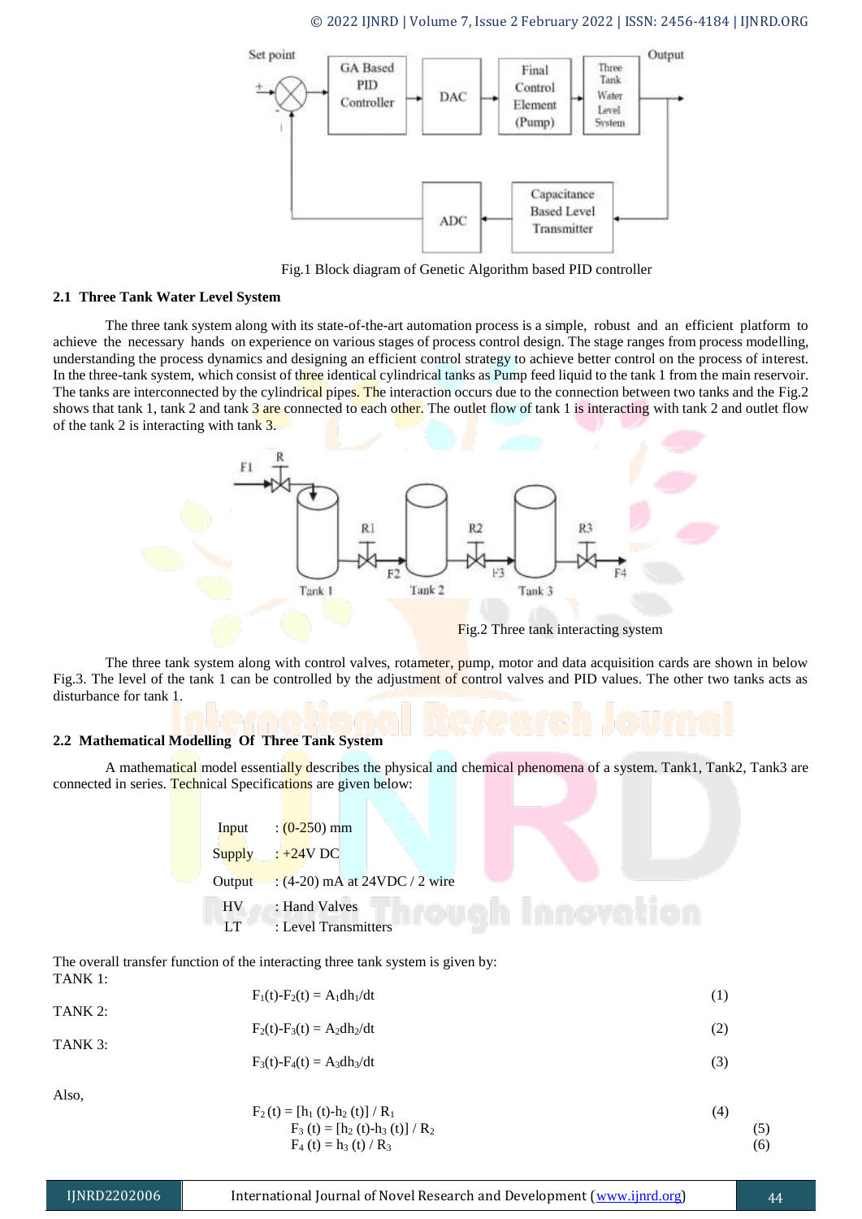Fig.1 Block diagram of Genetic Algorithm based PID controller

### 2.1 Three Tank Water Level System

The three tank system along with its state-of-the-art automation process is a simple, robust and an efficient platform to achieve the necessary hands on experience on various stages of process control design. The stage ranges from process modelling, understanding the process dynamics and designing an efficient control strategy to achieve better control on the process of interest. In the three-tank system, which consist of three identical cylindrical tanks as Pump feed liquid to the tank 1 from the main reservoir. The tanks are interconnected by the cylindrical pipes. The interaction occurs due to the connection between two tanks and the Fig.2 shows that tank 1, tank 2 and tank 3 are connected to each other. The outlet flow of tank 1 is interacting with tank 2 and outlet flow of the tank 2 is interacting with tank 3.

Fig.2 Three tank interacting system

The three tank system along with control valves, rotameter, pump, motor and data acquisition cards are shown in below Fig.3. The level of the tank 1 can be controlled by the adjustment of control valves and PID values. The other two tanks acts as disturbance for tank 1.

### 2.2 Mathematical Modelling Of Three Tank System

A mathematical model essentially describes the physical and chemical phenomena of a system. Tank1, Tank2, Tank3 are connected in series. Technical Specifications are given below:

Input : (0-250) mm

Supply : +24V DC

Output : (4-20) mA at 24VDC / 2 wire

HV : Hand Valves

LT : Level Transmitters

The overall transfer function of the interacting three tank system is given by:

TANK 1:

$$F_1(t)-F_2(t) = A_1dh_1/dt \quad (1)$$

TANK 2:

$$F_2(t)-F_3(t) = A_2dh_2/dt \quad (2)$$

TANK 3:

$$F_3(t)-F_4(t) = A_3dh_3/dt \quad (3)$$

Also,

$$F_2(t) = [h_1(t)-h_2(t)] / R_1 \quad (4)$$

$$F_3(t) = [h_2(t)-h_3(t)] / R_2 \quad (5)$$

$$F_4(t) = h_3(t) / R_3 \quad (6)$$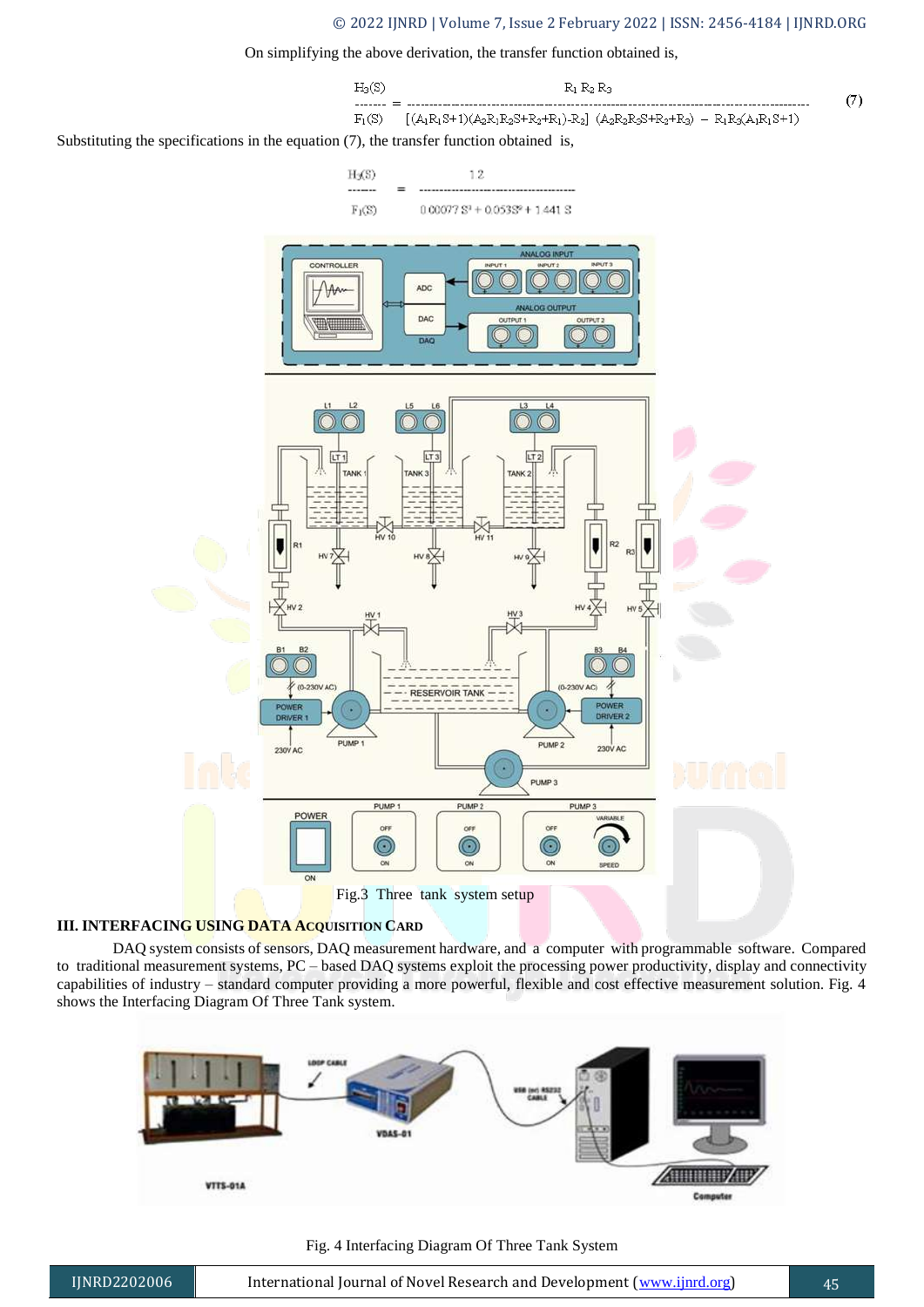On simplifying the above derivation, the transfer function obtained is,

$$\frac{H_3(S)}{F_1(S)} = \frac{R_1 R_2 R_3}{[(A_1R_1S+1)(A_2R_1R_2S+R_2+R_1)-R_2]\ (A_2R_2R_3S+R_2+R_3)\ -\ R_1R_3(A_1R_1S+1)} \quad (7)$$

Substituting the specifications in the equation (7), the transfer function obtained is,

$$\frac{H_3(S)}{F_1(S)} = \frac{12}{0.00077\,S^3 + 0.053S^2 + 1.441\,S}$$

Fig.3 Three tank system setup

## III. INTERFACING USING DATA ACQUISITION CARD

DAQ system consists of sensors, DAQ measurement hardware, and a computer with programmable software. Compared to traditional measurement systems, PC – based DAQ systems exploit the processing power productivity, display and connectivity capabilities of industry – standard computer providing a more powerful, flexible and cost effective measurement solution. Fig. 4 shows the Interfacing Diagram Of Three Tank system.

Fig. 4 Interfacing Diagram Of Three Tank System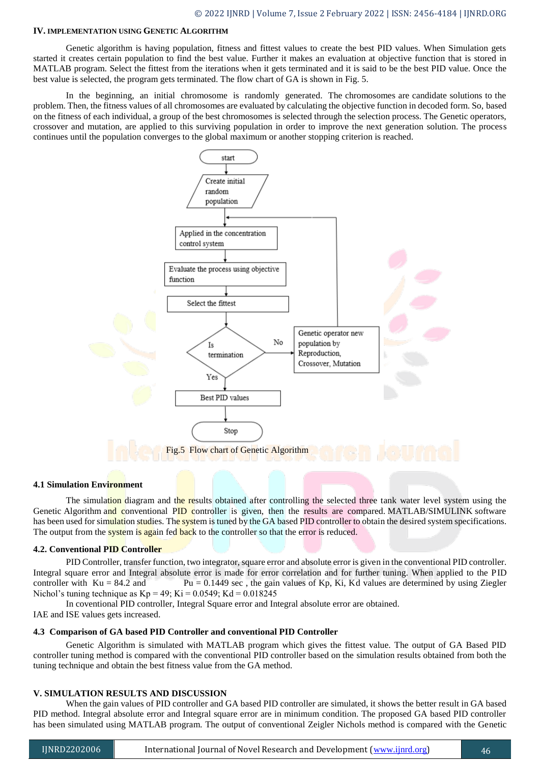### IV. Implementation using Genetic Algorithm

Genetic algorithm is having population, fitness and fittest values to create the best PID values. When Simulation gets started it creates certain population to find the best value. Further it makes an evaluation at objective function that is stored in MATLAB program. Select the fittest from the iterations when it gets terminated and it is said to be the best PID value. Once the best value is selected, the program gets terminated. The flow chart of GA is shown in Fig. 5.

In the beginning, an initial chromosome is randomly generated. The chromosomes are candidate solutions to the problem. Then, the fitness values of all chromosomes are evaluated by calculating the objective function in decoded form. So, based on the fitness of each individual, a group of the best chromosomes is selected through the selection process. The Genetic operators, crossover and mutation, are applied to this surviving population in order to improve the next generation solution. The process continues until the population converges to the global maximum or another stopping criterion is reached.

start → Create initial random population → Applied in the concentration control system → Evaluate the process using objective function → Select the fittest → Is termination → (No) Genetic operator new population by Reproduction, Crossover, Mutation → (back to Applied in the concentration control system); (Yes) Best PID values → Stop

Fig.5 Flow chart of Genetic Algorithm

#### 4.1 Simulation Environment

The simulation diagram and the results obtained after controlling the selected three tank water level system using the Genetic Algorithm and conventional PID controller is given, then the results are compared. MATLAB/SIMULINK software has been used for simulation studies. The system is tuned by the GA based PID controller to obtain the desired system specifications. The output from the system is again fed back to the controller so that the error is reduced.

#### 4.2. Conventional PID Controller

PID Controller, transfer function, two integrator, square error and absolute error is given in the conventional PID controller. Integral square error and Integral absolute error is made for error correlation and for further tuning. When applied to the PID controller with Ku = 84.2 and Pu = 0.1449 sec , the gain values of Kp, Ki, Kd values are determined by using Ziegler Nichol's tuning technique as Kp = 49; Ki = 0.0549; Kd = 0.018245

In coventional PID controller, Integral Square error and Integral absolute error are obtained.
IAE and ISE values gets increased.

#### 4.3 Comparison of GA based PID Controller and conventional PID Controller

Genetic Algorithm is simulated with MATLAB program which gives the fittest value. The output of GA Based PID controller tuning method is compared with the conventional PID controller based on the simulation results obtained from both the tuning technique and obtain the best fitness value from the GA method.

### V. SIMULATION RESULTS AND DISCUSSION

When the gain values of PID controller and GA based PID controller are simulated, it shows the better result in GA based PID method. Integral absolute error and Integral square error are in minimum condition. The proposed GA based PID controller has been simulated using MATLAB program. The output of conventional Zeigler Nichols method is compared with the Genetic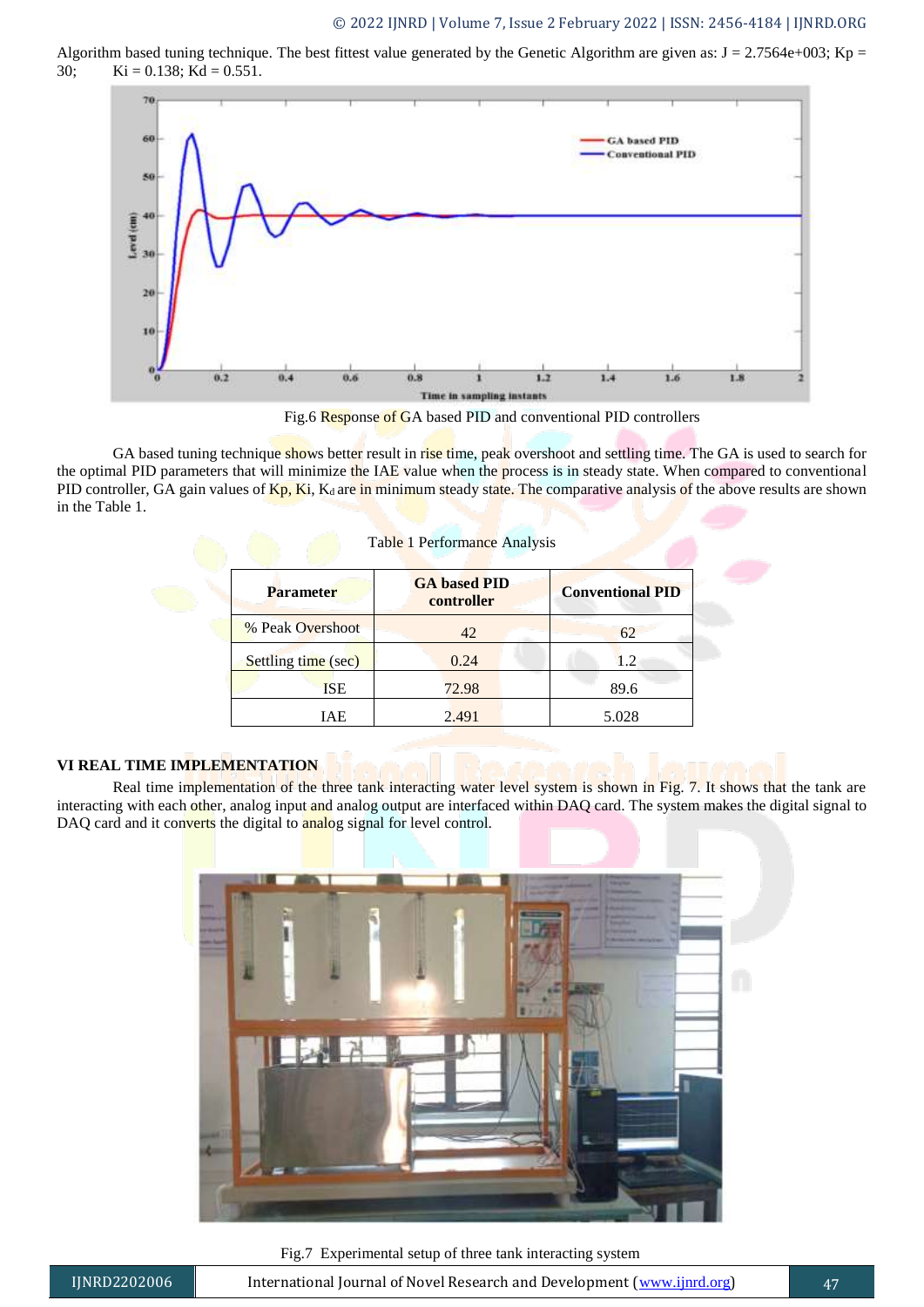Algorithm based tuning technique. The best fittest value generated by the Genetic Algorithm are given as: J = 2.7564e+003; Kp = 30; Ki = 0.138; Kd = 0.551.

Fig.6 Response of GA based PID and conventional PID controllers

GA based tuning technique shows better result in rise time, peak overshoot and settling time. The GA is used to search for the optimal PID parameters that will minimize the IAE value when the process is in steady state. When compared to conventional PID controller, GA gain values of Kp, Ki, $K_d$ are in minimum steady state. The comparative analysis of the above results are shown in the Table 1.

Table 1 Performance Analysis

| Parameter | GA based PID controller | Conventional PID |
|---|---|---|
| % Peak Overshoot | 42 | 62 |
| Settling time (sec) | 0.24 | 1.2 |
| ISE | 72.98 | 89.6 |
| IAE | 2.491 | 5.028 |

## VI REAL TIME IMPLEMENTATION

Real time implementation of the three tank interacting water level system is shown in Fig. 7. It shows that the tank are interacting with each other, analog input and analog output are interfaced within DAQ card. The system makes the digital signal to DAQ card and it converts the digital to analog signal for level control.

Fig.7 Experimental setup of three tank interacting system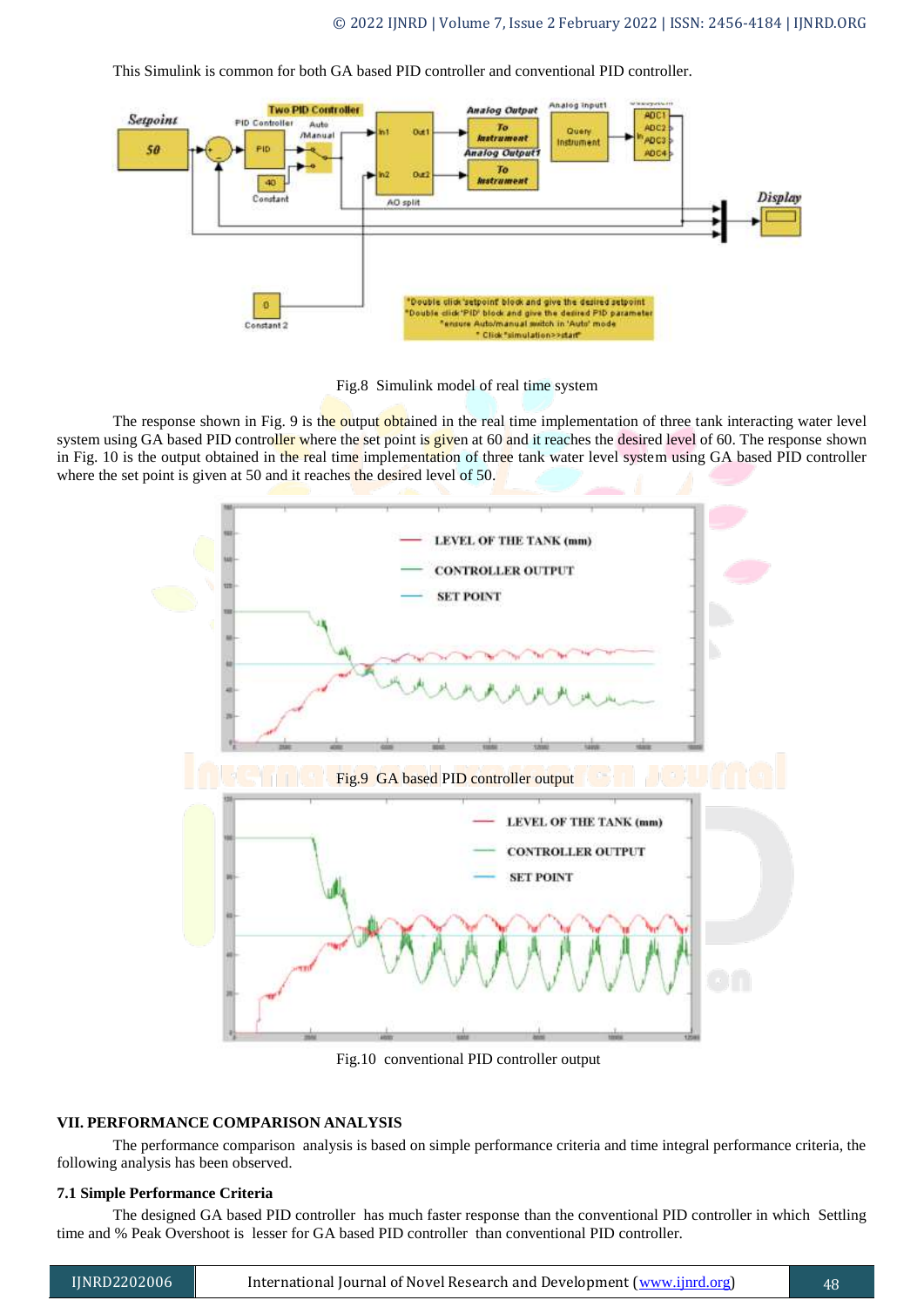This Simulink is common for both GA based PID controller and conventional PID controller.

Fig.8 Simulink model of real time system

The response shown in Fig. 9 is the output obtained in the real time implementation of three tank interacting water level system using GA based PID controller where the set point is given at 60 and it reaches the desired level of 60. The response shown in Fig. 10 is the output obtained in the real time implementation of three tank water level system using GA based PID controller where the set point is given at 50 and it reaches the desired level of 50.

Fig.9 GA based PID controller output

Fig.10 conventional PID controller output

## VII. PERFORMANCE COMPARISON ANALYSIS

The performance comparison analysis is based on simple performance criteria and time integral performance criteria, the following analysis has been observed.

### 7.1 Simple Performance Criteria

The designed GA based PID controller has much faster response than the conventional PID controller in which Settling time and % Peak Overshoot is lesser for GA based PID controller than conventional PID controller.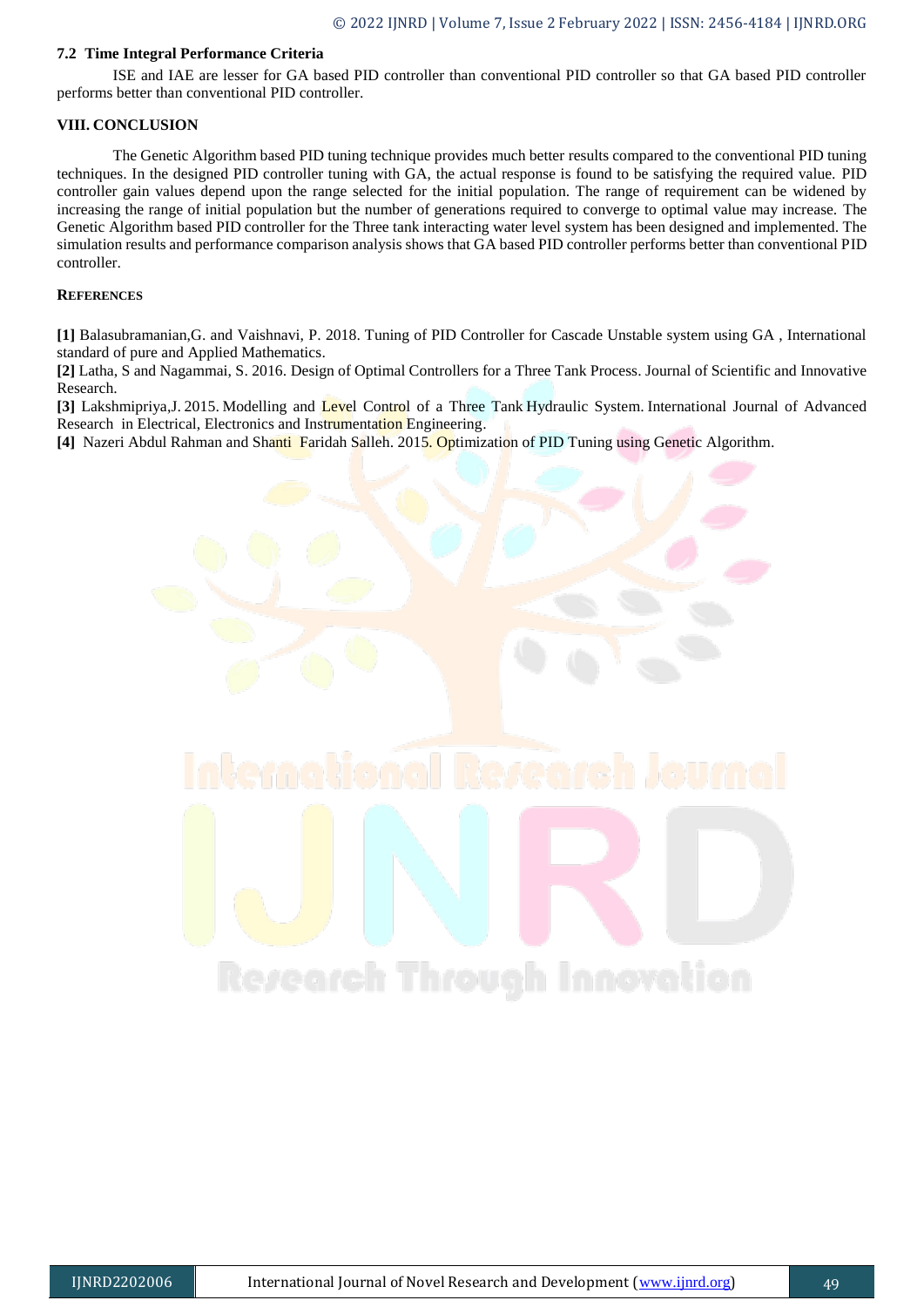### 7.2 Time Integral Performance Criteria

ISE and IAE are lesser for GA based PID controller than conventional PID controller so that GA based PID controller performs better than conventional PID controller.

## VIII. CONCLUSION

The Genetic Algorithm based PID tuning technique provides much better results compared to the conventional PID tuning techniques. In the designed PID controller tuning with GA, the actual response is found to be satisfying the required value. PID controller gain values depend upon the range selected for the initial population. The range of requirement can be widened by increasing the range of initial population but the number of generations required to converge to optimal value may increase. The Genetic Algorithm based PID controller for the Three tank interacting water level system has been designed and implemented. The simulation results and performance comparison analysis shows that GA based PID controller performs better than conventional PID controller.

## REFERENCES

**[1]** Balasubramanian,G. and Vaishnavi, P. 2018. Tuning of PID Controller for Cascade Unstable system using GA , International standard of pure and Applied Mathematics.

**[2]** Latha, S and Nagammai, S. 2016. Design of Optimal Controllers for a Three Tank Process. Journal of Scientific and Innovative Research.

**[3]** Lakshmipriya,J. 2015. Modelling and Level Control of a Three Tank Hydraulic System. International Journal of Advanced Research in Electrical, Electronics and Instrumentation Engineering.

**[4]** Nazeri Abdul Rahman and Shanti Faridah Salleh. 2015. Optimization of PID Tuning using Genetic Algorithm.